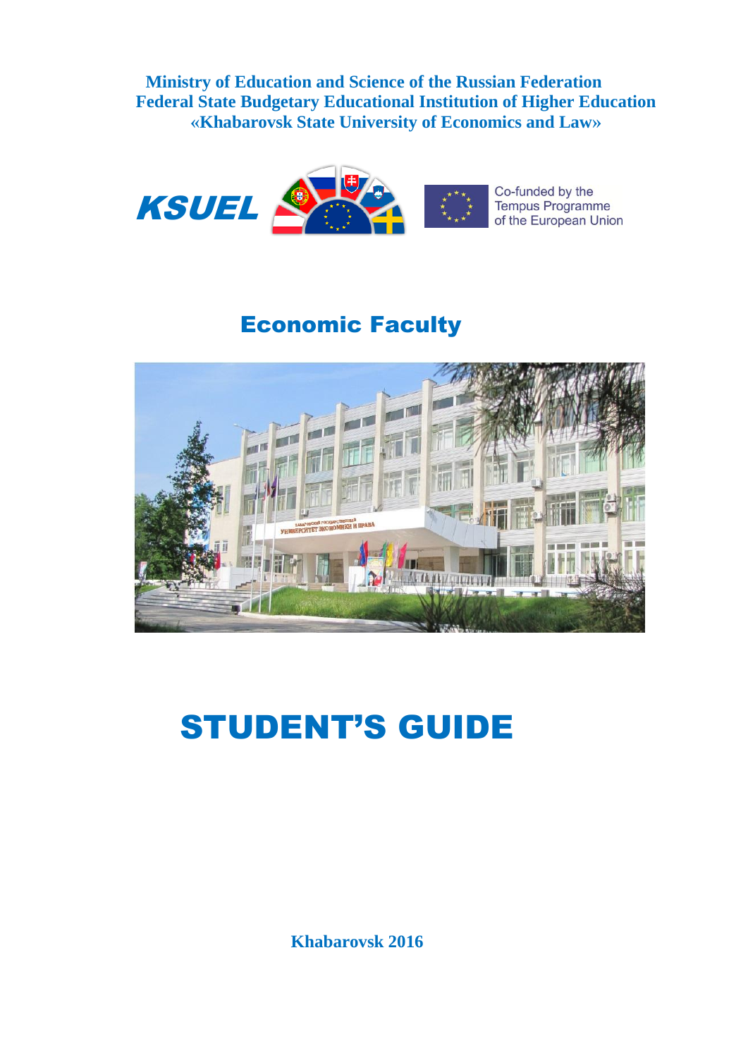**Ministry of Education and Science of the Russian Federation**
**Federal State Budgetary Educational Institution of Higher Education**
**«Khabarovsk State University of Economics and Law»**

KSUEL

Co-funded by the Tempus Programme of the European Union

## Economic Faculty

# STUDENT'S GUIDE

**Khabarovsk 2016**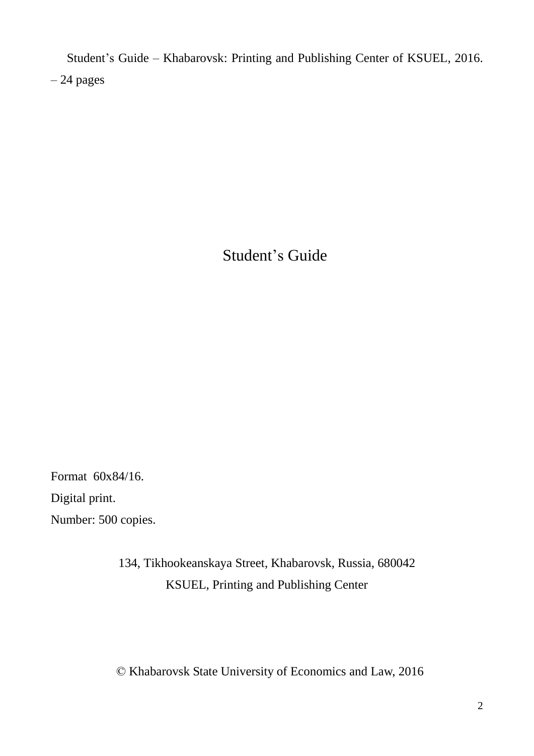Student's Guide – Khabarovsk: Printing and Publishing Center of KSUEL, 2016. – 24 pages

Student's Guide

Format 60x84/16.

Digital print.

Number: 500 copies.

134, Tikhookeanskaya Street, Khabarovsk, Russia, 680042

KSUEL, Printing and Publishing Center

© Khabarovsk State University of Economics and Law, 2016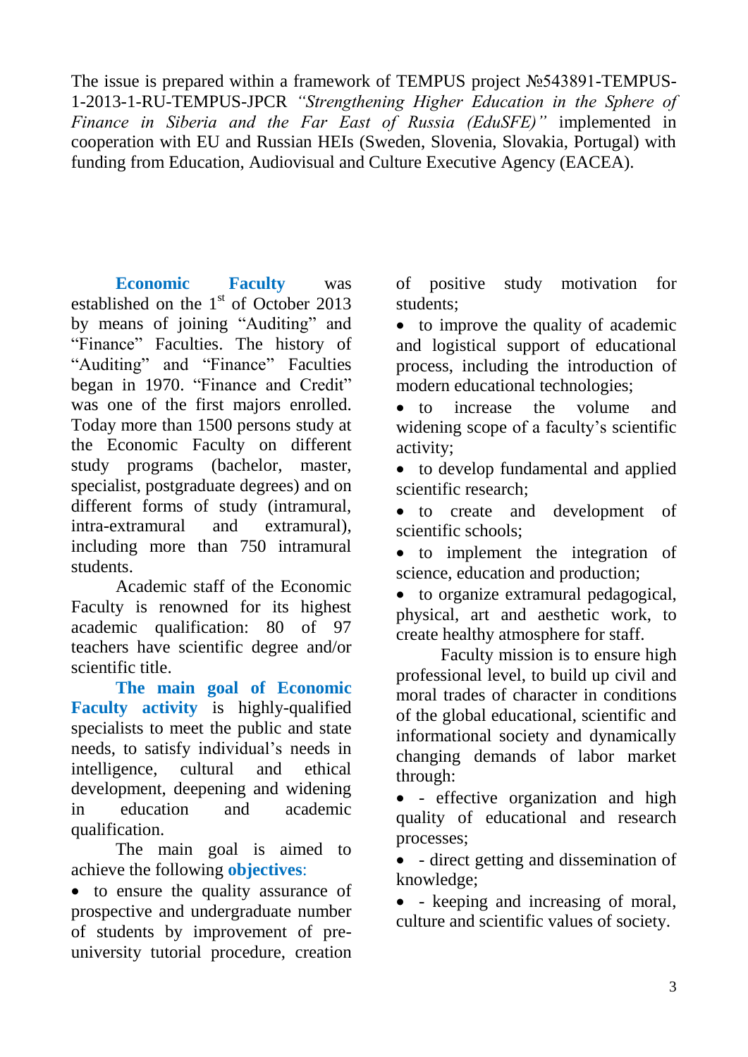The issue is prepared within a framework of TEMPUS project №543891-TEMPUS-1-2013-1-RU-TEMPUS-JPCR *"Strengthening Higher Education in the Sphere of Finance in Siberia and the Far East of Russia (EduSFE)"* implemented in cooperation with EU and Russian HEIs (Sweden, Slovenia, Slovakia, Portugal) with funding from Education, Audiovisual and Culture Executive Agency (EACEA).

**Economic Faculty** was established on the 1st of October 2013 by means of joining "Auditing" and "Finance" Faculties. The history of "Auditing" and "Finance" Faculties began in 1970. "Finance and Credit" was one of the first majors enrolled. Today more than 1500 persons study at the Economic Faculty on different study programs (bachelor, master, specialist, postgraduate degrees) and on different forms of study (intramural, intra-extramural and extramural), including more than 750 intramural students.

Academic staff of the Economic Faculty is renowned for its highest academic qualification: 80 of 97 teachers have scientific degree and/or scientific title.

**The main goal of Economic Faculty activity** is highly-qualified specialists to meet the public and state needs, to satisfy individual's needs in intelligence, cultural and ethical development, deepening and widening in education and academic qualification.

The main goal is aimed to achieve the following **objectives**:

- to ensure the quality assurance of prospective and undergraduate number of students by improvement of pre-university tutorial procedure, creation of positive study motivation for students;
- to improve the quality of academic and logistical support of educational process, including the introduction of modern educational technologies;
- to increase the volume and widening scope of a faculty's scientific activity;
- to develop fundamental and applied scientific research;
- to create and development of scientific schools;
- to implement the integration of science, education and production;
- to organize extramural pedagogical, physical, art and aesthetic work, to create healthy atmosphere for staff.

Faculty mission is to ensure high professional level, to build up civil and moral trades of character in conditions of the global educational, scientific and informational society and dynamically changing demands of labor market through:

- - effective organization and high quality of educational and research processes;
- - direct getting and dissemination of knowledge;
- - keeping and increasing of moral, culture and scientific values of society.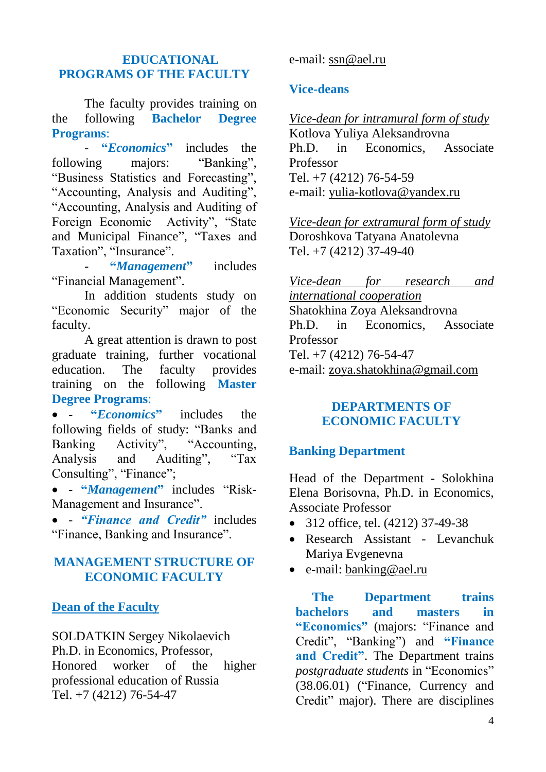## EDUCATIONAL PROGRAMS OF THE FACULTY

The faculty provides training on the following **Bachelor Degree Programs**:

- ***"Economics"*** includes the following majors: "Banking", "Business Statistics and Forecasting", "Accounting, Analysis and Auditing", "Accounting, Analysis and Auditing of Foreign Economic Activity", "State and Municipal Finance", "Taxes and Taxation", "Insurance".
- ***"Management"*** includes "Financial Management".

In addition students study on "Economic Security" major of the faculty.

A great attention is drawn to post graduate training, further vocational education. The faculty provides training on the following **Master Degree Programs**:

- ***"Economics"*** includes the following fields of study: "Banks and Banking Activity", "Accounting, Analysis and Auditing", "Tax Consulting", "Finance";
- ***"Management"*** includes "Risk-Management and Insurance".
- ***"Finance and Credit"*** includes "Finance, Banking and Insurance".

## MANAGEMENT STRUCTURE OF ECONOMIC FACULTY

### Dean of the Faculty

SOLDATKIN Sergey Nikolaevich
Ph.D. in Economics, Professor,
Honored worker of the higher professional education of Russia
Tel. +7 (4212) 76-54-47
e-mail: ssn@ael.ru

### Vice-deans

*Vice-dean for intramural form of study*
Kotlova Yuliya Aleksandrovna
Ph.D. in Economics, Associate Professor
Tel. +7 (4212) 76-54-59
e-mail: yulia-kotlova@yandex.ru

*Vice-dean for extramural form of study*
Doroshkova Tatyana Anatolevna
Tel. +7 (4212) 37-49-40

*Vice-dean for research and international cooperation*
Shatokhina Zoya Aleksandrovna
Ph.D. in Economics, Associate Professor
Tel. +7 (4212) 76-54-47
e-mail: zoya.shatokhina@gmail.com

## DEPARTMENTS OF ECONOMIC FACULTY

### Banking Department

Head of the Department - Solokhina Elena Borisovna, Ph.D. in Economics, Associate Professor

- 312 office, tel. (4212) 37-49-38
- Research Assistant - Levanchuk Mariya Evgenevna
- e-mail: banking@ael.ru

**The Department trains bachelors and masters in "Economics"** (majors: "Finance and Credit", "Banking") and **"Finance and Credit"**. The Department trains *postgraduate students* in "Economics" (38.06.01) ("Finance, Currency and Credit" major). There are disciplines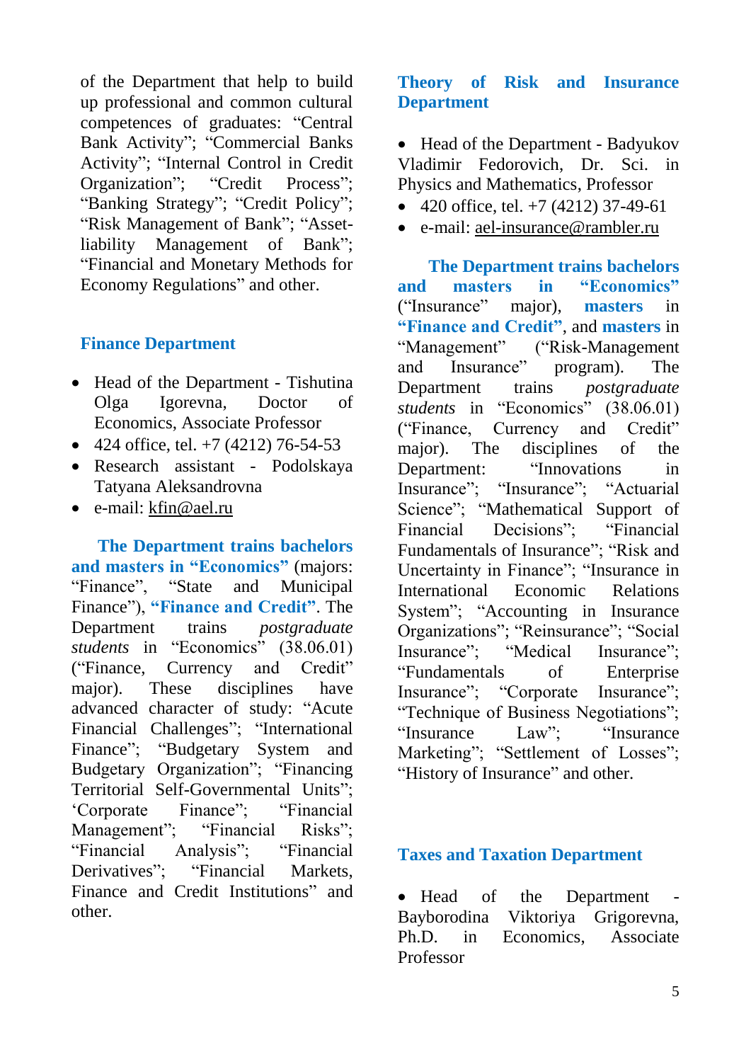of the Department that help to build up professional and common cultural competences of graduates: “Central Bank Activity”; “Commercial Banks Activity”; “Internal Control in Credit Organization”; “Credit Process”; “Banking Strategy”; “Credit Policy”; “Risk Management of Bank”; “Asset-liability Management of Bank”; “Financial and Monetary Methods for Economy Regulations” and other.

## Finance Department

- Head of the Department - Tishutina Olga Igorevna, Doctor of Economics, Associate Professor
- 424 office, tel. +7 (4212) 76-54-53
- Research assistant - Podolskaya Tatyana Aleksandrovna
- e-mail: kfin@ael.ru

**The Department trains bachelors and masters in “Economics”** (majors: “Finance”, “State and Municipal Finance”), **“Finance and Credit”**. The Department trains *postgraduate students* in “Economics” (38.06.01) (“Finance, Currency and Credit” major). These disciplines have advanced character of study: “Acute Financial Challenges”; “International Finance”; “Budgetary System and Budgetary Organization”; “Financing Territorial Self-Governmental Units”; ‘Corporate Finance”; “Financial Management”; “Financial Risks”; “Financial Analysis”; “Financial Derivatives”; “Financial Markets, Finance and Credit Institutions” and other.

## Theory of Risk and Insurance Department

- Head of the Department - Badyukov Vladimir Fedorovich, Dr. Sci. in Physics and Mathematics, Professor
- 420 office, tel. +7 (4212) 37-49-61
- e-mail: ael-insurance@rambler.ru

**The Department trains bachelors and masters in “Economics”** (“Insurance” major), **masters** in **“Finance and Credit”**, and **masters** in “Management” (“Risk-Management and Insurance” program). The Department trains *postgraduate students* in “Economics” (38.06.01) (“Finance, Currency and Credit” major). The disciplines of the Department: “Innovations in Insurance”; “Insurance”; “Actuarial Science”; “Mathematical Support of Financial Decisions”; “Financial Fundamentals of Insurance”; “Risk and Uncertainty in Finance”; “Insurance in International Economic Relations System”; “Accounting in Insurance Organizations”; “Reinsurance”; “Social Insurance”; “Medical Insurance”; “Fundamentals of Enterprise Insurance”; “Corporate Insurance”; “Technique of Business Negotiations”; “Insurance Law”; “Insurance Marketing”; “Settlement of Losses”; “History of Insurance” and other.

## Taxes and Taxation Department

- Head of the Department - Bayborodina Viktoriya Grigorevna, Ph.D. in Economics, Associate Professor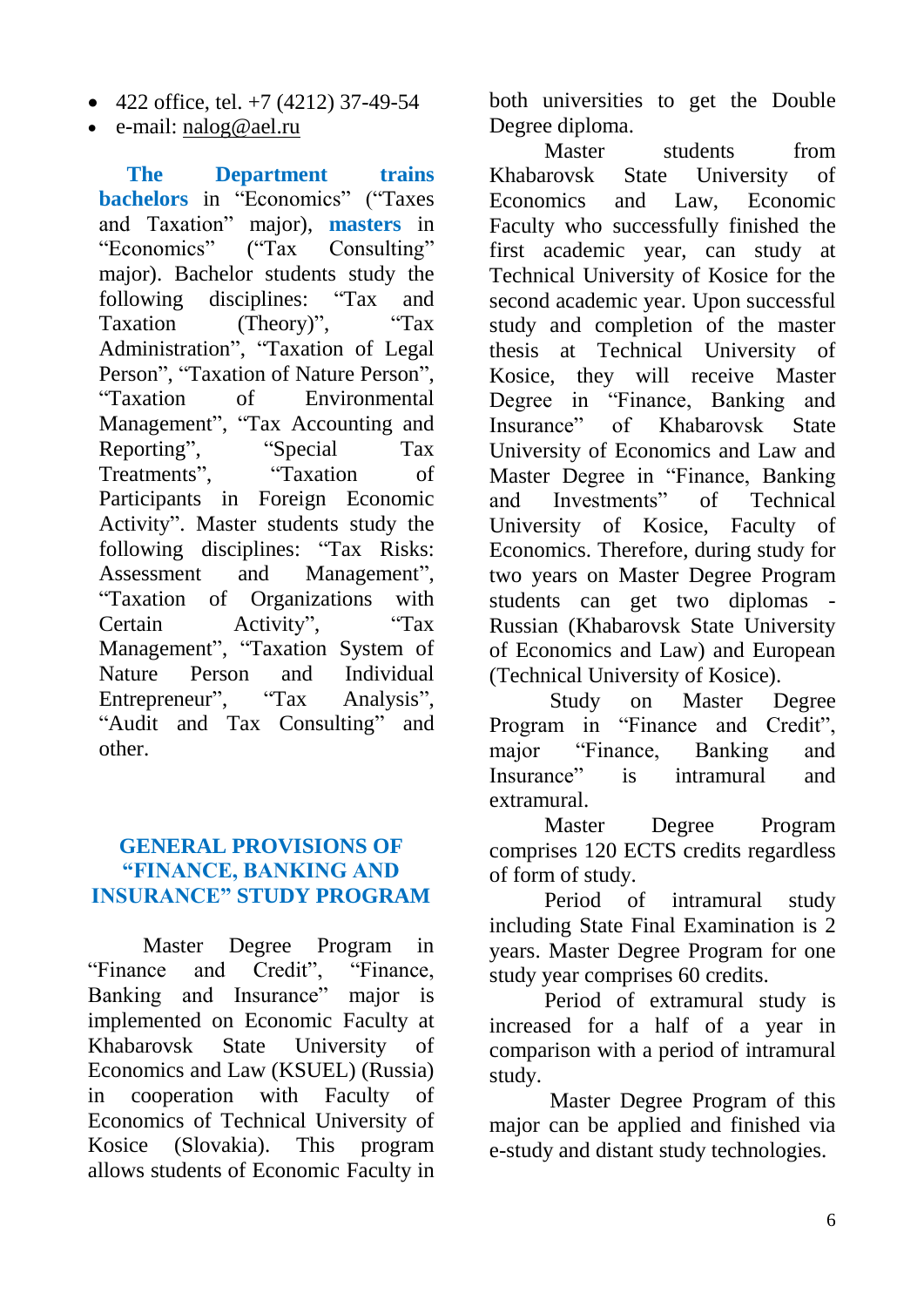- 422 office, tel. +7 (4212) 37-49-54
- e-mail: nalog@ael.ru

**The Department trains bachelors** in "Economics" ("Taxes and Taxation" major), **masters** in "Economics" ("Tax Consulting" major). Bachelor students study the following disciplines: "Tax and Taxation (Theory)", "Tax Administration", "Taxation of Legal Person", "Taxation of Nature Person", "Taxation of Environmental Management", "Tax Accounting and Reporting", "Special Tax Treatments", "Taxation of Participants in Foreign Economic Activity". Master students study the following disciplines: "Tax Risks: Assessment and Management", "Taxation of Organizations with Certain Activity", "Tax Management", "Taxation System of Nature Person and Individual Entrepreneur", "Tax Analysis", "Audit and Tax Consulting" and other.

## GENERAL PROVISIONS OF "FINANCE, BANKING AND INSURANCE" STUDY PROGRAM

Master Degree Program in "Finance and Credit", "Finance, Banking and Insurance" major is implemented on Economic Faculty at Khabarovsk State University of Economics and Law (KSUEL) (Russia) in cooperation with Faculty of Economics of Technical University of Kosice (Slovakia). This program allows students of Economic Faculty in both universities to get the Double Degree diploma.

Master students from Khabarovsk State University of Economics and Law, Economic Faculty who successfully finished the first academic year, can study at Technical University of Kosice for the second academic year. Upon successful study and completion of the master thesis at Technical University of Kosice, they will receive Master Degree in "Finance, Banking and Insurance" of Khabarovsk State University of Economics and Law and Master Degree in "Finance, Banking and Investments" of Technical University of Kosice, Faculty of Economics. Therefore, during study for two years on Master Degree Program students can get two diplomas - Russian (Khabarovsk State University of Economics and Law) and European (Technical University of Kosice).

Study on Master Degree Program in "Finance and Credit", major "Finance, Banking and Insurance" is intramural and extramural.

Master Degree Program comprises 120 ECTS credits regardless of form of study.

Period of intramural study including State Final Examination is 2 years. Master Degree Program for one study year comprises 60 credits.

Period of extramural study is increased for a half of a year in comparison with a period of intramural study.

Master Degree Program of this major can be applied and finished via e-study and distant study technologies.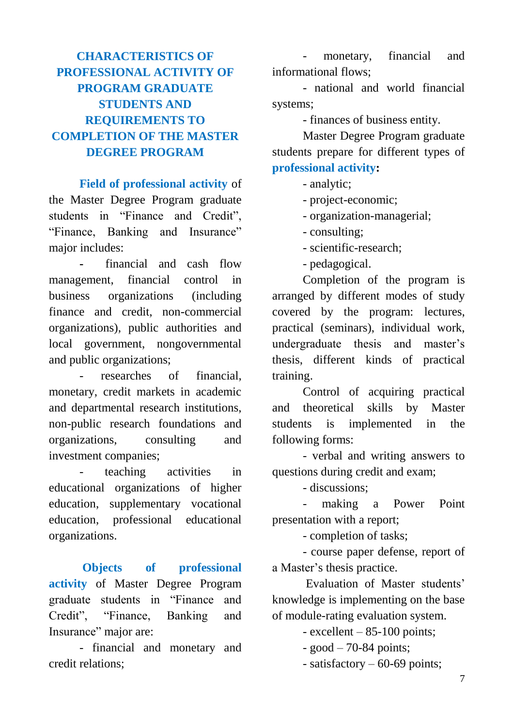# CHARACTERISTICS OF PROFESSIONAL ACTIVITY OF PROGRAM GRADUATE STUDENTS AND REQUIREMENTS TO COMPLETION OF THE MASTER DEGREE PROGRAM

**Field of professional activity** of the Master Degree Program graduate students in “Finance and Credit”, “Finance, Banking and Insurance” major includes:

- financial and cash flow management, financial control in business organizations (including finance and credit, non-commercial organizations), public authorities and local government, nongovernmental and public organizations;
- researches of financial, monetary, credit markets in academic and departmental research institutions, non-public research foundations and organizations, consulting and investment companies;
- teaching activities in educational organizations of higher education, supplementary vocational education, professional educational organizations.

**Objects of professional activity** of Master Degree Program graduate students in “Finance and Credit”, “Finance, Banking and Insurance” major are:

- financial and monetary and credit relations;
- monetary, financial and informational flows;
- national and world financial systems;
- finances of business entity.

Master Degree Program graduate students prepare for different types of **professional activity:**

- analytic;
- project-economic;
- organization-managerial;
- consulting;
- scientific-research;
- pedagogical.

Completion of the program is arranged by different modes of study covered by the program: lectures, practical (seminars), individual work, undergraduate thesis and master’s thesis, different kinds of practical training.

Control of acquiring practical and theoretical skills by Master students is implemented in the following forms:

- verbal and writing answers to questions during credit and exam;
- discussions;
- making a Power Point presentation with a report;
- completion of tasks;
- course paper defense, report of a Master’s thesis practice.

Evaluation of Master students’ knowledge is implementing on the base of module-rating evaluation system.

- excellent – 85-100 points;
- good – 70-84 points;
- satisfactory – 60-69 points;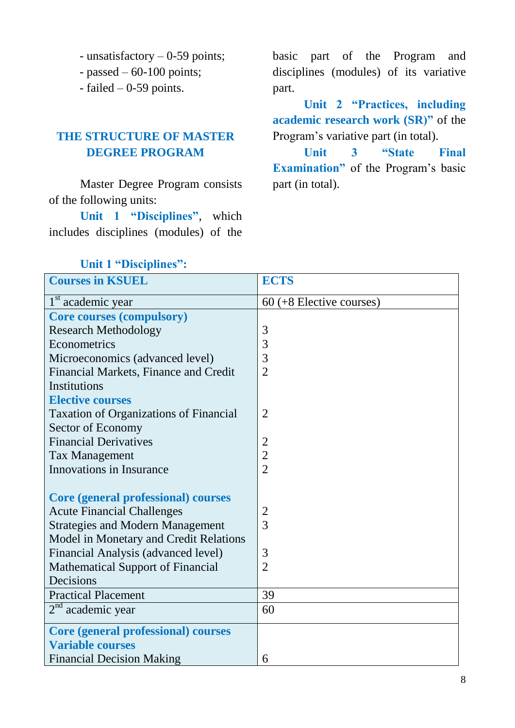- unsatisfactory – 0-59 points;
- passed – 60-100 points;
- failed – 0-59 points.

## THE STRUCTURE OF MASTER DEGREE PROGRAM

Master Degree Program consists of the following units:

**Unit 1 "Disciplines"**, which includes disciplines (modules) of the basic part of the Program and disciplines (modules) of its variative part.

**Unit 2 "Practices, including academic research work (SR)"** of the Program's variative part (in total).

**Unit 3 "State Final Examination"** of the Program's basic part (in total).

**Unit 1 "Disciplines":**

| Courses in KSUEL | ECTS |
|---|---|
| 1st academic year | 60 (+8 Elective courses) |
| **Core courses (compulsory)** | |
| Research Methodology | 3 |
| Econometrics | 3 |
| Microeconomics (advanced level) | 3 |
| Financial Markets, Finance and Credit Institutions | 2 |
| **Elective courses** | |
| Taxation of Organizations of Financial Sector of Economy | 2 |
| Financial Derivatives | 2 |
| Tax Management | 2 |
| Innovations in Insurance | 2 |
| **Core (general professional) courses** | |
| Acute Financial Challenges | 2 |
| Strategies and Modern Management Model in Monetary and Credit Relations | 3 |
| Financial Analysis (advanced level) | 3 |
| Mathematical Support of Financial Decisions | 2 |
| Practical Placement | 39 |
| 2nd academic year | 60 |
| **Core (general professional) courses** | |
| **Variable courses** | |
| Financial Decision Making | 6 |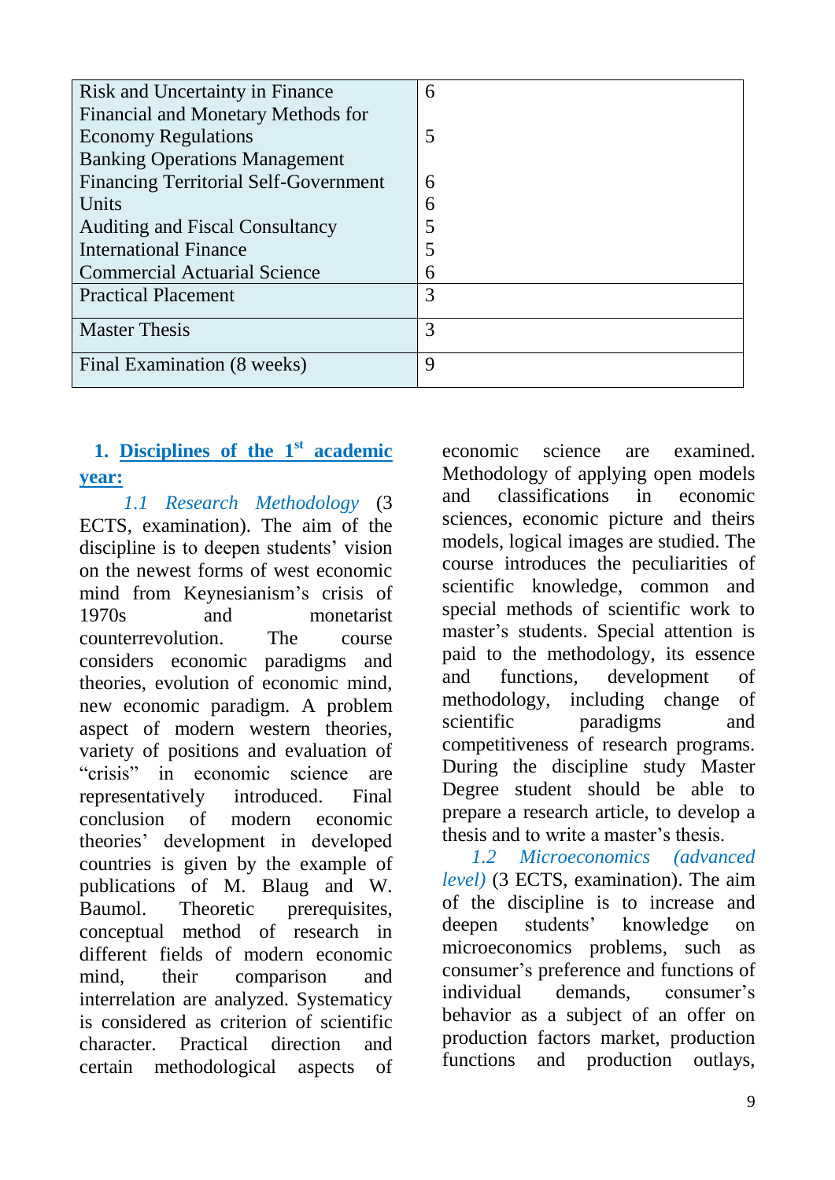| Risk and Uncertainty in Finance | 6 |
| --- | --- |
| Financial and Monetary Methods for Economy Regulations | 5 |
| Banking Operations Management | 6 |
| Financing Territorial Self-Government Units | 6 |
| Auditing and Fiscal Consultancy | 5 |
| International Finance | 5 |
| Commercial Actuarial Science | 6 |
| Practical Placement | 3 |
| Master Thesis | 3 |
| Final Examination (8 weeks) | 9 |

## 1. Disciplines of the 1st academic year:

*1.1 Research Methodology* (3 ECTS, examination). The aim of the discipline is to deepen students' vision on the newest forms of west economic mind from Keynesianism's crisis of 1970s and monetarist counterrevolution. The course considers economic paradigms and theories, evolution of economic mind, new economic paradigm. A problem aspect of modern western theories, variety of positions and evaluation of "crisis" in economic science are representatively introduced. Final conclusion of modern economic theories' development in developed countries is given by the example of publications of M. Blaug and W. Baumol. Theoretic prerequisites, conceptual method of research in different fields of modern economic mind, their comparison and interrelation are analyzed. Systematicy is considered as criterion of scientific character. Practical direction and certain methodological aspects of economic science are examined. Methodology of applying open models and classifications in economic sciences, economic picture and theirs models, logical images are studied. The course introduces the peculiarities of scientific knowledge, common and special methods of scientific work to master's students. Special attention is paid to the methodology, its essence and functions, development of methodology, including change of scientific paradigms and competitiveness of research programs. During the discipline study Master Degree student should be able to prepare a research article, to develop a thesis and to write a master's thesis.

*1.2 Microeconomics (advanced level)* (3 ECTS, examination). The aim of the discipline is to increase and deepen students' knowledge on microeconomics problems, such as consumer's preference and functions of individual demands, consumer's behavior as a subject of an offer on production factors market, production functions and production outlays,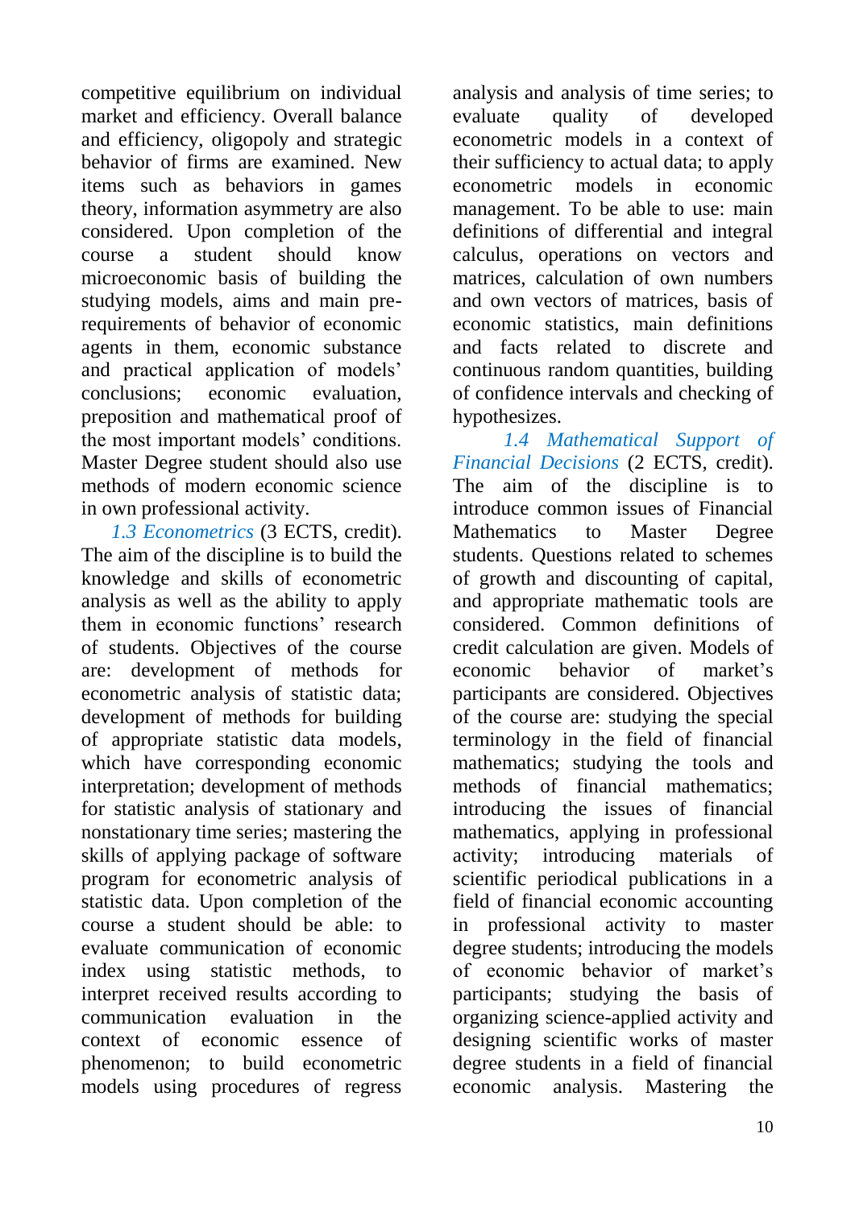competitive equilibrium on individual market and efficiency. Overall balance and efficiency, oligopoly and strategic behavior of firms are examined. New items such as behaviors in games theory, information asymmetry are also considered. Upon completion of the course a student should know microeconomic basis of building the studying models, aims and main pre-requirements of behavior of economic agents in them, economic substance and practical application of models' conclusions; economic evaluation, preposition and mathematical proof of the most important models' conditions. Master Degree student should also use methods of modern economic science in own professional activity.

*1.3 Econometrics* (3 ECTS, credit). The aim of the discipline is to build the knowledge and skills of econometric analysis as well as the ability to apply them in economic functions' research of students. Objectives of the course are: development of methods for econometric analysis of statistic data; development of methods for building of appropriate statistic data models, which have corresponding economic interpretation; development of methods for statistic analysis of stationary and nonstationary time series; mastering the skills of applying package of software program for econometric analysis of statistic data. Upon completion of the course a student should be able: to evaluate communication of economic index using statistic methods, to interpret received results according to communication evaluation in the context of economic essence of phenomenon; to build econometric models using procedures of regress analysis and analysis of time series; to evaluate quality of developed econometric models in a context of their sufficiency to actual data; to apply econometric models in economic management. To be able to use: main definitions of differential and integral calculus, operations on vectors and matrices, calculation of own numbers and own vectors of matrices, basis of economic statistics, main definitions and facts related to discrete and continuous random quantities, building of confidence intervals and checking of hypothesizes.

*1.4 Mathematical Support of Financial Decisions* (2 ECTS, credit). The aim of the discipline is to introduce common issues of Financial Mathematics to Master Degree students. Questions related to schemes of growth and discounting of capital, and appropriate mathematic tools are considered. Common definitions of credit calculation are given. Models of economic behavior of market's participants are considered. Objectives of the course are: studying the special terminology in the field of financial mathematics; studying the tools and methods of financial mathematics; introducing the issues of financial mathematics, applying in professional activity; introducing materials of scientific periodical publications in a field of financial economic accounting in professional activity to master degree students; introducing the models of economic behavior of market's participants; studying the basis of organizing science-applied activity and designing scientific works of master degree students in a field of financial economic analysis. Mastering the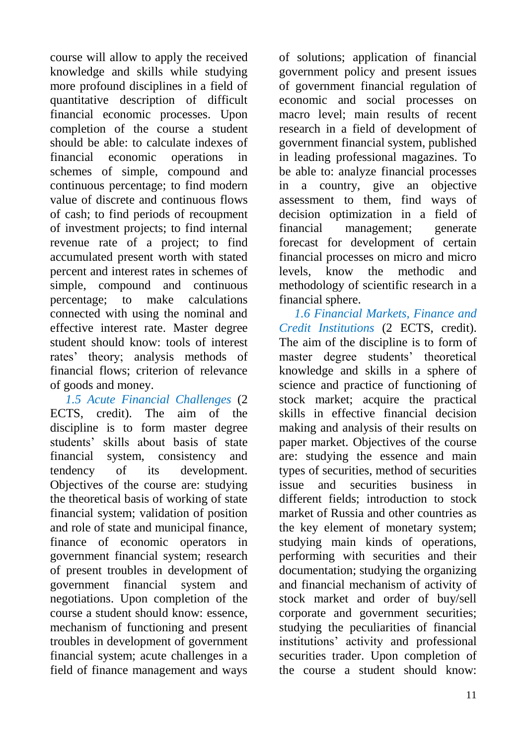course will allow to apply the received knowledge and skills while studying more profound disciplines in a field of quantitative description of difficult financial economic processes. Upon completion of the course a student should be able: to calculate indexes of financial economic operations in schemes of simple, compound and continuous percentage; to find modern value of discrete and continuous flows of cash; to find periods of recoupment of investment projects; to find internal revenue rate of a project; to find accumulated present worth with stated percent and interest rates in schemes of simple, compound and continuous percentage; to make calculations connected with using the nominal and effective interest rate. Master degree student should know: tools of interest rates' theory; analysis methods of financial flows; criterion of relevance of goods and money.

*1.5 Acute Financial Challenges* (2 ECTS, credit). The aim of the discipline is to form master degree students' skills about basis of state financial system, consistency and tendency of its development. Objectives of the course are: studying the theoretical basis of working of state financial system; validation of position and role of state and municipal finance, finance of economic operators in government financial system; research of present troubles in development of government financial system and negotiations. Upon completion of the course a student should know: essence, mechanism of functioning and present troubles in development of government financial system; acute challenges in a field of finance management and ways of solutions; application of financial government policy and present issues of government financial regulation of economic and social processes on macro level; main results of recent research in a field of development of government financial system, published in leading professional magazines. To be able to: analyze financial processes in a country, give an objective assessment to them, find ways of decision optimization in a field of financial management; generate forecast for development of certain financial processes on micro and micro levels, know the methodic and methodology of scientific research in a financial sphere.

*1.6 Financial Markets, Finance and Credit Institutions* (2 ECTS, credit). The aim of the discipline is to form of master degree students' theoretical knowledge and skills in a sphere of science and practice of functioning of stock market; acquire the practical skills in effective financial decision making and analysis of their results on paper market. Objectives of the course are: studying the essence and main types of securities, method of securities issue and securities business in different fields; introduction to stock market of Russia and other countries as the key element of monetary system; studying main kinds of operations, performing with securities and their documentation; studying the organizing and financial mechanism of activity of stock market and order of buy/sell corporate and government securities; studying the peculiarities of financial institutions' activity and professional securities trader. Upon completion of the course a student should know: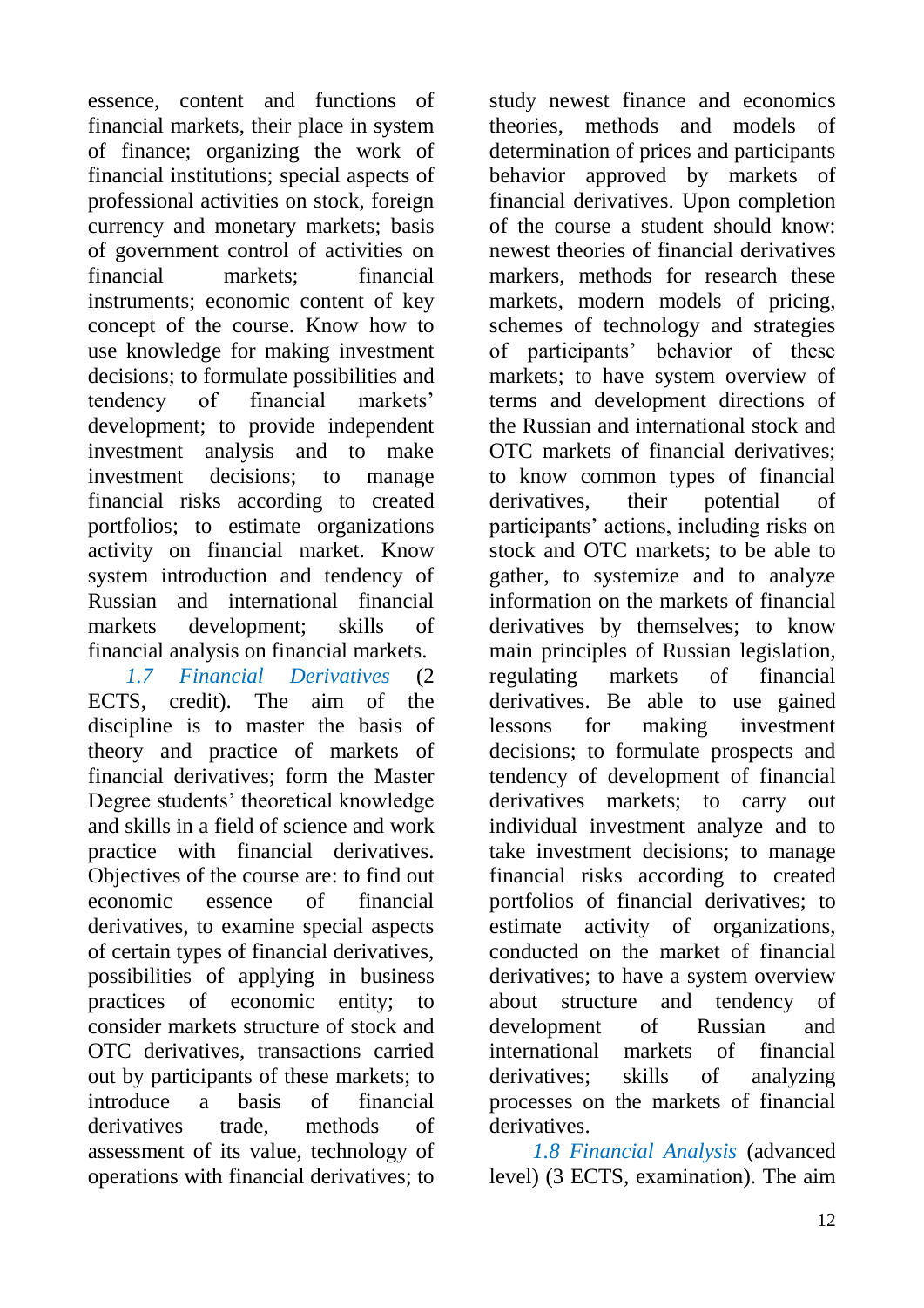essence, content and functions of financial markets, their place in system of finance; organizing the work of financial institutions; special aspects of professional activities on stock, foreign currency and monetary markets; basis of government control of activities on financial markets; financial instruments; economic content of key concept of the course. Know how to use knowledge for making investment decisions; to formulate possibilities and tendency of financial markets' development; to provide independent investment analysis and to make investment decisions; to manage financial risks according to created portfolios; to estimate organizations activity on financial market. Know system introduction and tendency of Russian and international financial markets development; skills of financial analysis on financial markets.

*1.7 Financial Derivatives* (2 ECTS, credit). The aim of the discipline is to master the basis of theory and practice of markets of financial derivatives; form the Master Degree students' theoretical knowledge and skills in a field of science and work practice with financial derivatives. Objectives of the course are: to find out economic essence of financial derivatives, to examine special aspects of certain types of financial derivatives, possibilities of applying in business practices of economic entity; to consider markets structure of stock and OTC derivatives, transactions carried out by participants of these markets; to introduce a basis of financial derivatives trade, methods of assessment of its value, technology of operations with financial derivatives; to study newest finance and economics theories, methods and models of determination of prices and participants behavior approved by markets of financial derivatives. Upon completion of the course a student should know: newest theories of financial derivatives markers, methods for research these markets, modern models of pricing, schemes of technology and strategies of participants' behavior of these markets; to have system overview of terms and development directions of the Russian and international stock and OTC markets of financial derivatives; to know common types of financial derivatives, their potential of participants' actions, including risks on stock and OTC markets; to be able to gather, to systemize and to analyze information on the markets of financial derivatives by themselves; to know main principles of Russian legislation, regulating markets of financial derivatives. Be able to use gained lessons for making investment decisions; to formulate prospects and tendency of development of financial derivatives markets; to carry out individual investment analyze and to take investment decisions; to manage financial risks according to created portfolios of financial derivatives; to estimate activity of organizations, conducted on the market of financial derivatives; to have a system overview about structure and tendency of development of Russian and international markets of financial derivatives; skills of analyzing processes on the markets of financial derivatives.

*1.8 Financial Analysis* (advanced level) (3 ECTS, examination). The aim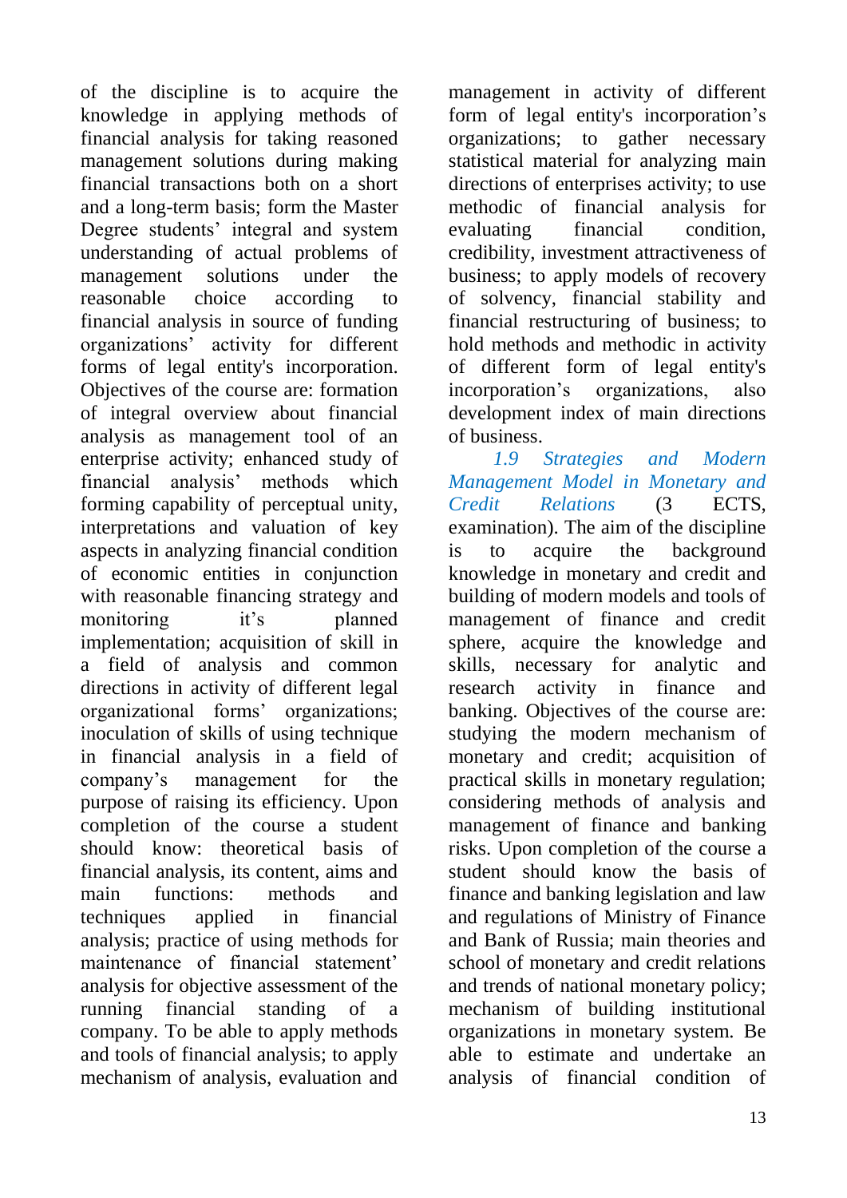of the discipline is to acquire the knowledge in applying methods of financial analysis for taking reasoned management solutions during making financial transactions both on a short and a long-term basis; form the Master Degree students' integral and system understanding of actual problems of management solutions under the reasonable choice according to financial analysis in source of funding organizations' activity for different forms of legal entity's incorporation. Objectives of the course are: formation of integral overview about financial analysis as management tool of an enterprise activity; enhanced study of financial analysis' methods which forming capability of perceptual unity, interpretations and valuation of key aspects in analyzing financial condition of economic entities in conjunction with reasonable financing strategy and monitoring it's planned implementation; acquisition of skill in a field of analysis and common directions in activity of different legal organizational forms' organizations; inoculation of skills of using technique in financial analysis in a field of company's management for the purpose of raising its efficiency. Upon completion of the course a student should know: theoretical basis of financial analysis, its content, aims and main functions: methods and techniques applied in financial analysis; practice of using methods for maintenance of financial statement' analysis for objective assessment of the running financial standing of a company. To be able to apply methods and tools of financial analysis; to apply mechanism of analysis, evaluation and management in activity of different form of legal entity's incorporation's organizations; to gather necessary statistical material for analyzing main directions of enterprises activity; to use methodic of financial analysis for evaluating financial condition, credibility, investment attractiveness of business; to apply models of recovery of solvency, financial stability and financial restructuring of business; to hold methods and methodic in activity of different form of legal entity's incorporation's organizations, also development index of main directions of business.

*1.9 Strategies and Modern Management Model in Monetary and Credit Relations* (3 ECTS, examination). The aim of the discipline is to acquire the background knowledge in monetary and credit and building of modern models and tools of management of finance and credit sphere, acquire the knowledge and skills, necessary for analytic and research activity in finance and banking. Objectives of the course are: studying the modern mechanism of monetary and credit; acquisition of practical skills in monetary regulation; considering methods of analysis and management of finance and banking risks. Upon completion of the course a student should know the basis of finance and banking legislation and law and regulations of Ministry of Finance and Bank of Russia; main theories and school of monetary and credit relations and trends of national monetary policy; mechanism of building institutional organizations in monetary system. Be able to estimate and undertake an analysis of financial condition of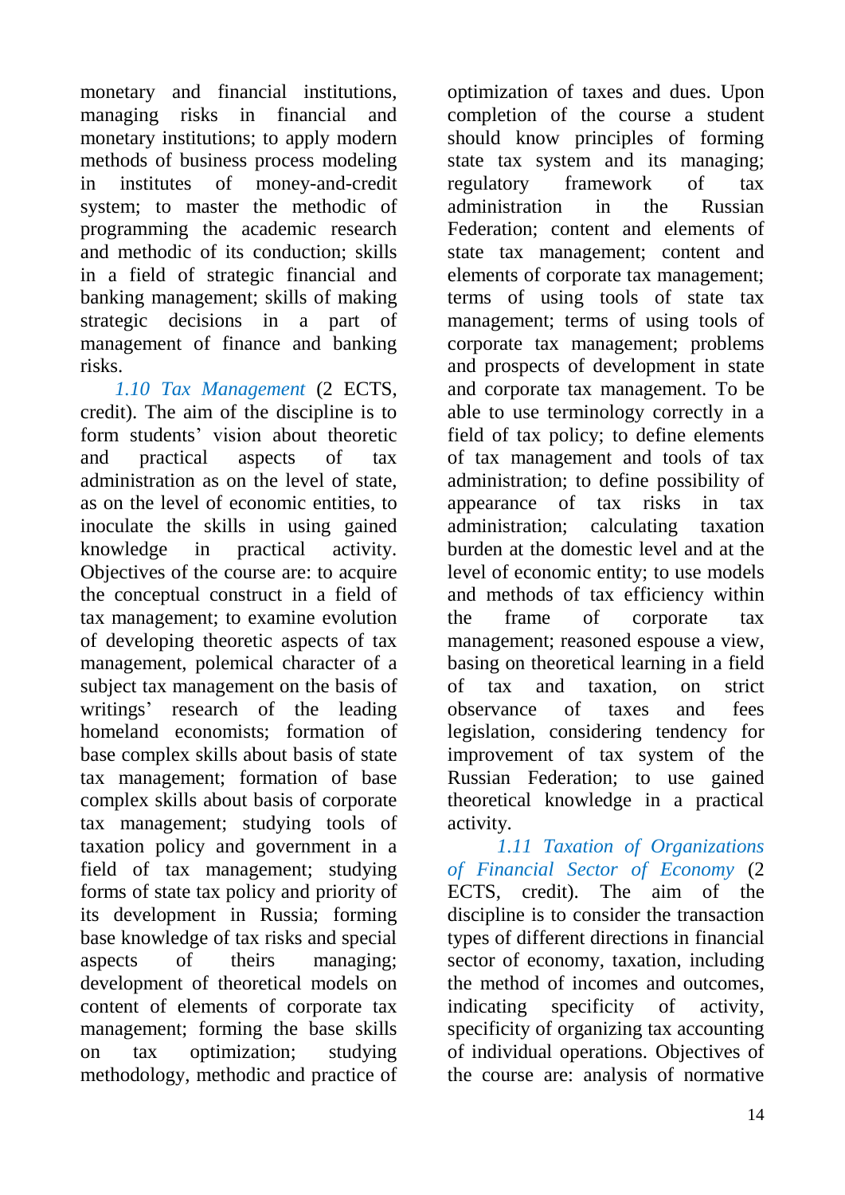monetary and financial institutions, managing risks in financial and monetary institutions; to apply modern methods of business process modeling in institutes of money-and-credit system; to master the methodic of programming the academic research and methodic of its conduction; skills in a field of strategic financial and banking management; skills of making strategic decisions in a part of management of finance and banking risks.

*1.10 Tax Management* (2 ECTS, credit). The aim of the discipline is to form students' vision about theoretic and practical aspects of tax administration as on the level of state, as on the level of economic entities, to inoculate the skills in using gained knowledge in practical activity. Objectives of the course are: to acquire the conceptual construct in a field of tax management; to examine evolution of developing theoretic aspects of tax management, polemical character of a subject tax management on the basis of writings' research of the leading homeland economists; formation of base complex skills about basis of state tax management; formation of base complex skills about basis of corporate tax management; studying tools of taxation policy and government in a field of tax management; studying forms of state tax policy and priority of its development in Russia; forming base knowledge of tax risks and special aspects of theirs managing; development of theoretical models on content of elements of corporate tax management; forming the base skills on tax optimization; studying methodology, methodic and practice of optimization of taxes and dues. Upon completion of the course a student should know principles of forming state tax system and its managing; regulatory framework of tax administration in the Russian Federation; content and elements of state tax management; content and elements of corporate tax management; terms of using tools of state tax management; terms of using tools of corporate tax management; problems and prospects of development in state and corporate tax management. To be able to use terminology correctly in a field of tax policy; to define elements of tax management and tools of tax administration; to define possibility of appearance of tax risks in tax administration; calculating taxation burden at the domestic level and at the level of economic entity; to use models and methods of tax efficiency within the frame of corporate tax management; reasoned espouse a view, basing on theoretical learning in a field of tax and taxation, on strict observance of taxes and fees legislation, considering tendency for improvement of tax system of the Russian Federation; to use gained theoretical knowledge in a practical activity.

*1.11 Taxation of Organizations of Financial Sector of Economy* (2 ECTS, credit). The aim of the discipline is to consider the transaction types of different directions in financial sector of economy, taxation, including the method of incomes and outcomes, indicating specificity of activity, specificity of organizing tax accounting of individual operations. Objectives of the course are: analysis of normative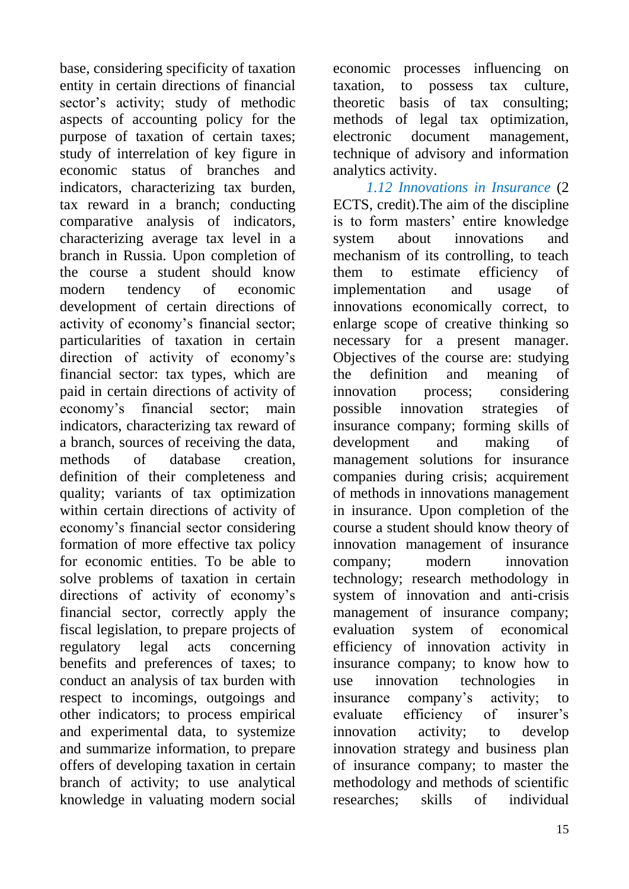base, considering specificity of taxation entity in certain directions of financial sector's activity; study of methodic aspects of accounting policy for the purpose of taxation of certain taxes; study of interrelation of key figure in economic status of branches and indicators, characterizing tax burden, tax reward in a branch; conducting comparative analysis of indicators, characterizing average tax level in a branch in Russia. Upon completion of the course a student should know modern tendency of economic development of certain directions of activity of economy's financial sector; particularities of taxation in certain direction of activity of economy's financial sector: tax types, which are paid in certain directions of activity of economy's financial sector; main indicators, characterizing tax reward of a branch, sources of receiving the data, methods of database creation, definition of their completeness and quality; variants of tax optimization within certain directions of activity of economy's financial sector considering formation of more effective tax policy for economic entities. To be able to solve problems of taxation in certain directions of activity of economy's financial sector, correctly apply the fiscal legislation, to prepare projects of regulatory legal acts concerning benefits and preferences of taxes; to conduct an analysis of tax burden with respect to incomings, outgoings and other indicators; to process empirical and experimental data, to systemize and summarize information, to prepare offers of developing taxation in certain branch of activity; to use analytical knowledge in valuating modern social economic processes influencing on taxation, to possess tax culture, theoretic basis of tax consulting; methods of legal tax optimization, electronic document management, technique of advisory and information analytics activity.

*1.12 Innovations in Insurance* (2 ECTS, credit).The aim of the discipline is to form masters' entire knowledge system about innovations and mechanism of its controlling, to teach them to estimate efficiency of implementation and usage of innovations economically correct, to enlarge scope of creative thinking so necessary for a present manager. Objectives of the course are: studying the definition and meaning of innovation process; considering possible innovation strategies of insurance company; forming skills of development and making of management solutions for insurance companies during crisis; acquirement of methods in innovations management in insurance. Upon completion of the course a student should know theory of innovation management of insurance company; modern innovation technology; research methodology in system of innovation and anti-crisis management of insurance company; evaluation system of economical efficiency of innovation activity in insurance company; to know how to use innovation technologies in insurance company's activity; to evaluate efficiency of insurer's innovation activity; to develop innovation strategy and business plan of insurance company; to master the methodology and methods of scientific researches; skills of individual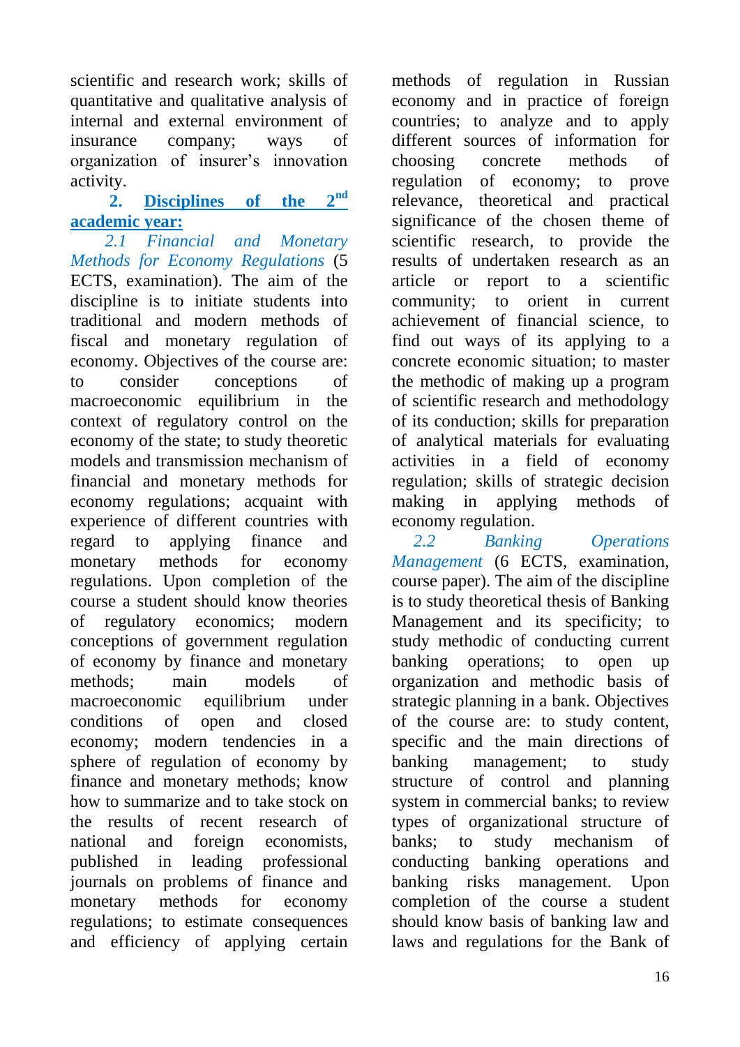scientific and research work; skills of quantitative and qualitative analysis of internal and external environment of insurance company; ways of organization of insurer's innovation activity.

## 2. Disciplines of the 2nd academic year:

*2.1 Financial and Monetary Methods for Economy Regulations* (5 ECTS, examination). The aim of the discipline is to initiate students into traditional and modern methods of fiscal and monetary regulation of economy. Objectives of the course are: to consider conceptions of macroeconomic equilibrium in the context of regulatory control on the economy of the state; to study theoretic models and transmission mechanism of financial and monetary methods for economy regulations; acquaint with experience of different countries with regard to applying finance and monetary methods for economy regulations. Upon completion of the course a student should know theories of regulatory economics; modern conceptions of government regulation of economy by finance and monetary methods; main models of macroeconomic equilibrium under conditions of open and closed economy; modern tendencies in a sphere of regulation of economy by finance and monetary methods; know how to summarize and to take stock on the results of recent research of national and foreign economists, published in leading professional journals on problems of finance and monetary methods for economy regulations; to estimate consequences and efficiency of applying certain methods of regulation in Russian economy and in practice of foreign countries; to analyze and to apply different sources of information for choosing concrete methods of regulation of economy; to prove relevance, theoretical and practical significance of the chosen theme of scientific research, to provide the results of undertaken research as an article or report to a scientific community; to orient in current achievement of financial science, to find out ways of its applying to a concrete economic situation; to master the methodic of making up a program of scientific research and methodology of its conduction; skills for preparation of analytical materials for evaluating activities in a field of economy regulation; skills of strategic decision making in applying methods of economy regulation.

*2.2 Banking Operations Management* (6 ECTS, examination, course paper). The aim of the discipline is to study theoretical thesis of Banking Management and its specificity; to study methodic of conducting current banking operations; to open up organization and methodic basis of strategic planning in a bank. Objectives of the course are: to study content, specific and the main directions of banking management; to study structure of control and planning system in commercial banks; to review types of organizational structure of banks; to study mechanism of conducting banking operations and banking risks management. Upon completion of the course a student should know basis of banking law and laws and regulations for the Bank of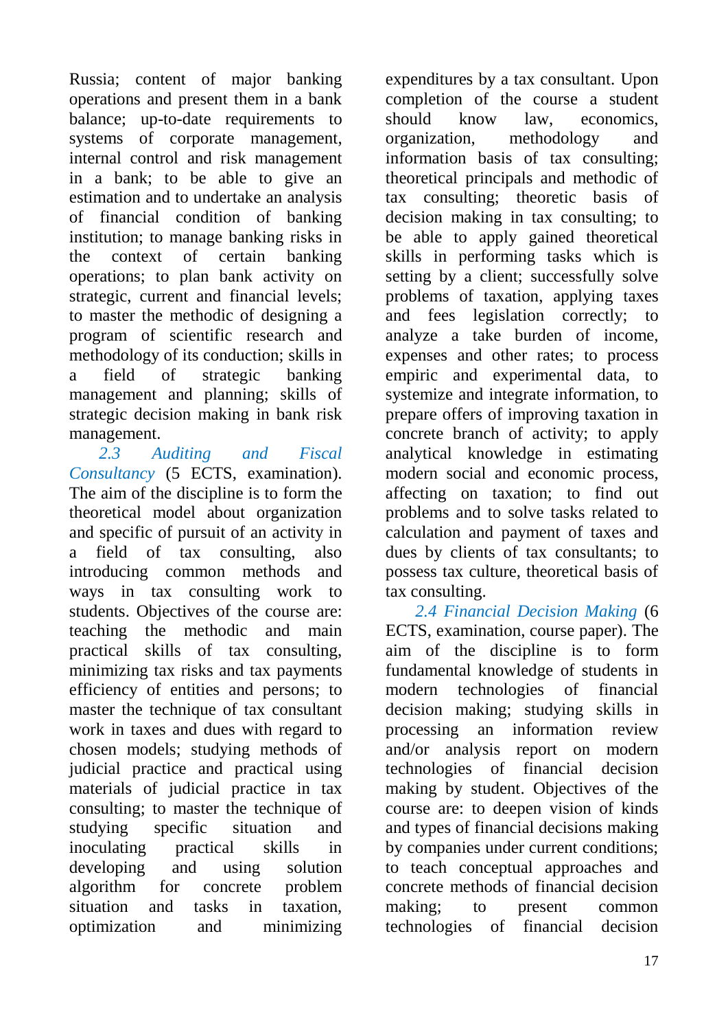Russia; content of major banking operations and present them in a bank balance; up-to-date requirements to systems of corporate management, internal control and risk management in a bank; to be able to give an estimation and to undertake an analysis of financial condition of banking institution; to manage banking risks in the context of certain banking operations; to plan bank activity on strategic, current and financial levels; to master the methodic of designing a program of scientific research and methodology of its conduction; skills in a field of strategic banking management and planning; skills of strategic decision making in bank risk management.

*2.3 Auditing and Fiscal Consultancy* (5 ECTS, examination). The aim of the discipline is to form the theoretical model about organization and specific of pursuit of an activity in a field of tax consulting, also introducing common methods and ways in tax consulting work to students. Objectives of the course are: teaching the methodic and main practical skills of tax consulting, minimizing tax risks and tax payments efficiency of entities and persons; to master the technique of tax consultant work in taxes and dues with regard to chosen models; studying methods of judicial practice and practical using materials of judicial practice in tax consulting; to master the technique of studying specific situation and inoculating practical skills in developing and using solution algorithm for concrete problem situation and tasks in taxation, optimization and minimizing expenditures by a tax consultant. Upon completion of the course a student should know law, economics, organization, methodology and information basis of tax consulting; theoretical principals and methodic of tax consulting; theoretic basis of decision making in tax consulting; to be able to apply gained theoretical skills in performing tasks which is setting by a client; successfully solve problems of taxation, applying taxes and fees legislation correctly; to analyze a take burden of income, expenses and other rates; to process empiric and experimental data, to systemize and integrate information, to prepare offers of improving taxation in concrete branch of activity; to apply analytical knowledge in estimating modern social and economic process, affecting on taxation; to find out problems and to solve tasks related to calculation and payment of taxes and dues by clients of tax consultants; to possess tax culture, theoretical basis of tax consulting.

*2.4 Financial Decision Making* (6 ECTS, examination, course paper). The aim of the discipline is to form fundamental knowledge of students in modern technologies of financial decision making; studying skills in processing an information review and/or analysis report on modern technologies of financial decision making by student. Objectives of the course are: to deepen vision of kinds and types of financial decisions making by companies under current conditions; to teach conceptual approaches and concrete methods of financial decision making; to present common technologies of financial decision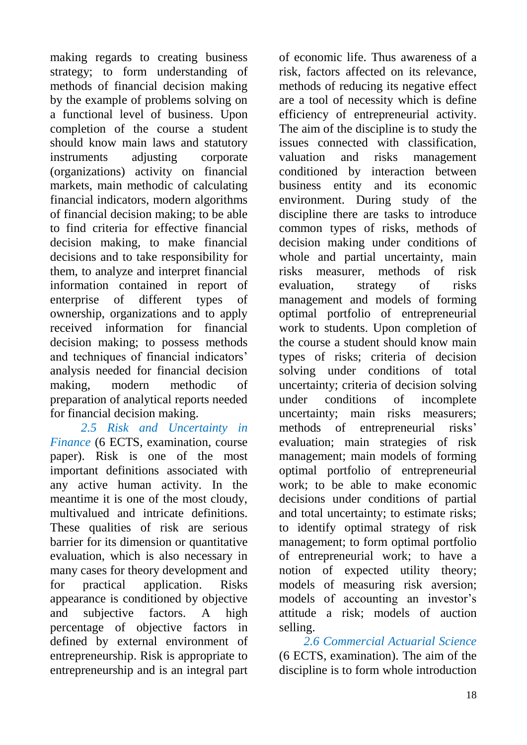making regards to creating business strategy; to form understanding of methods of financial decision making by the example of problems solving on a functional level of business. Upon completion of the course a student should know main laws and statutory instruments adjusting corporate (organizations) activity on financial markets, main methodic of calculating financial indicators, modern algorithms of financial decision making; to be able to find criteria for effective financial decision making, to make financial decisions and to take responsibility for them, to analyze and interpret financial information contained in report of enterprise of different types of ownership, organizations and to apply received information for financial decision making; to possess methods and techniques of financial indicators' analysis needed for financial decision making, modern methodic of preparation of analytical reports needed for financial decision making.

*2.5 Risk and Uncertainty in Finance* (6 ECTS, examination, course paper). Risk is one of the most important definitions associated with any active human activity. In the meantime it is one of the most cloudy, multivalued and intricate definitions. These qualities of risk are serious barrier for its dimension or quantitative evaluation, which is also necessary in many cases for theory development and for practical application. Risks appearance is conditioned by objective and subjective factors. A high percentage of objective factors in defined by external environment of entrepreneurship. Risk is appropriate to entrepreneurship and is an integral part of economic life. Thus awareness of a risk, factors affected on its relevance, methods of reducing its negative effect are a tool of necessity which is define efficiency of entrepreneurial activity. The aim of the discipline is to study the issues connected with classification, valuation and risks management conditioned by interaction between business entity and its economic environment. During study of the discipline there are tasks to introduce common types of risks, methods of decision making under conditions of whole and partial uncertainty, main risks measurer, methods of risk evaluation, strategy of risks management and models of forming optimal portfolio of entrepreneurial work to students. Upon completion of the course a student should know main types of risks; criteria of decision solving under conditions of total uncertainty; criteria of decision solving under conditions of incomplete uncertainty; main risks measurers; methods of entrepreneurial risks' evaluation; main strategies of risk management; main models of forming optimal portfolio of entrepreneurial work; to be able to make economic decisions under conditions of partial and total uncertainty; to estimate risks; to identify optimal strategy of risk management; to form optimal portfolio of entrepreneurial work; to have a notion of expected utility theory; models of measuring risk aversion; models of accounting an investor's attitude a risk; models of auction selling.

*2.6 Commercial Actuarial Science* (6 ECTS, examination). The aim of the discipline is to form whole introduction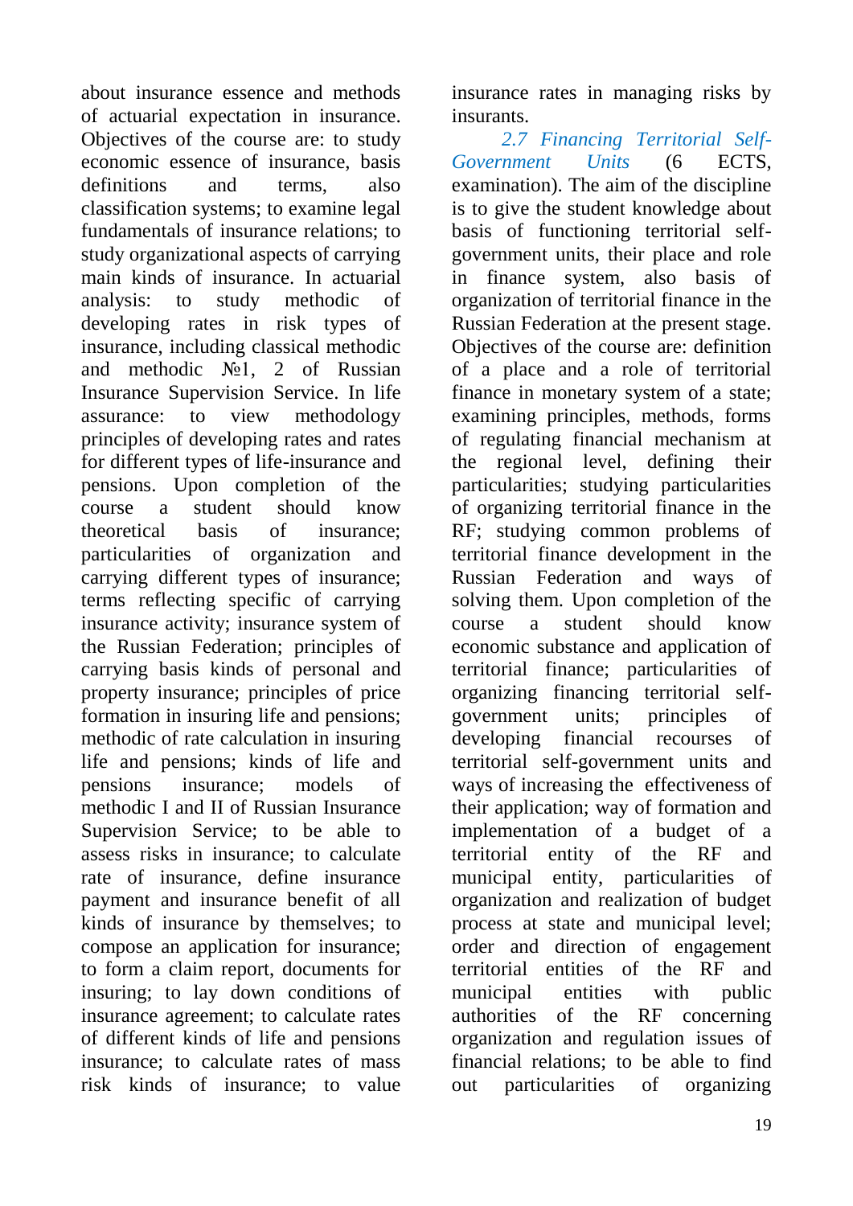about insurance essence and methods of actuarial expectation in insurance. Objectives of the course are: to study economic essence of insurance, basis definitions and terms, also classification systems; to examine legal fundamentals of insurance relations; to study organizational aspects of carrying main kinds of insurance. In actuarial analysis: to study methodic of developing rates in risk types of insurance, including classical methodic and methodic №1, 2 of Russian Insurance Supervision Service. In life assurance: to view methodology principles of developing rates and rates for different types of life-insurance and pensions. Upon completion of the course a student should know theoretical basis of insurance; particularities of organization and carrying different types of insurance; terms reflecting specific of carrying insurance activity; insurance system of the Russian Federation; principles of carrying basis kinds of personal and property insurance; principles of price formation in insuring life and pensions; methodic of rate calculation in insuring life and pensions; kinds of life and pensions insurance; models of methodic I and II of Russian Insurance Supervision Service; to be able to assess risks in insurance; to calculate rate of insurance, define insurance payment and insurance benefit of all kinds of insurance by themselves; to compose an application for insurance; to form a claim report, documents for insuring; to lay down conditions of insurance agreement; to calculate rates of different kinds of life and pensions insurance; to calculate rates of mass risk kinds of insurance; to value insurance rates in managing risks by insurants.

*2.7 Financing Territorial Self-Government Units* (6 ECTS, examination). The aim of the discipline is to give the student knowledge about basis of functioning territorial self-government units, their place and role in finance system, also basis of organization of territorial finance in the Russian Federation at the present stage. Objectives of the course are: definition of a place and a role of territorial finance in monetary system of a state; examining principles, methods, forms of regulating financial mechanism at the regional level, defining their particularities; studying particularities of organizing territorial finance in the RF; studying common problems of territorial finance development in the Russian Federation and ways of solving them. Upon completion of the course a student should know economic substance and application of territorial finance; particularities of organizing financing territorial self-government units; principles of developing financial recourses of territorial self-government units and ways of increasing the effectiveness of their application; way of formation and implementation of a budget of a territorial entity of the RF and municipal entity, particularities of organization and realization of budget process at state and municipal level; order and direction of engagement territorial entities of the RF and municipal entities with public authorities of the RF concerning organization and regulation issues of financial relations; to be able to find out particularities of organizing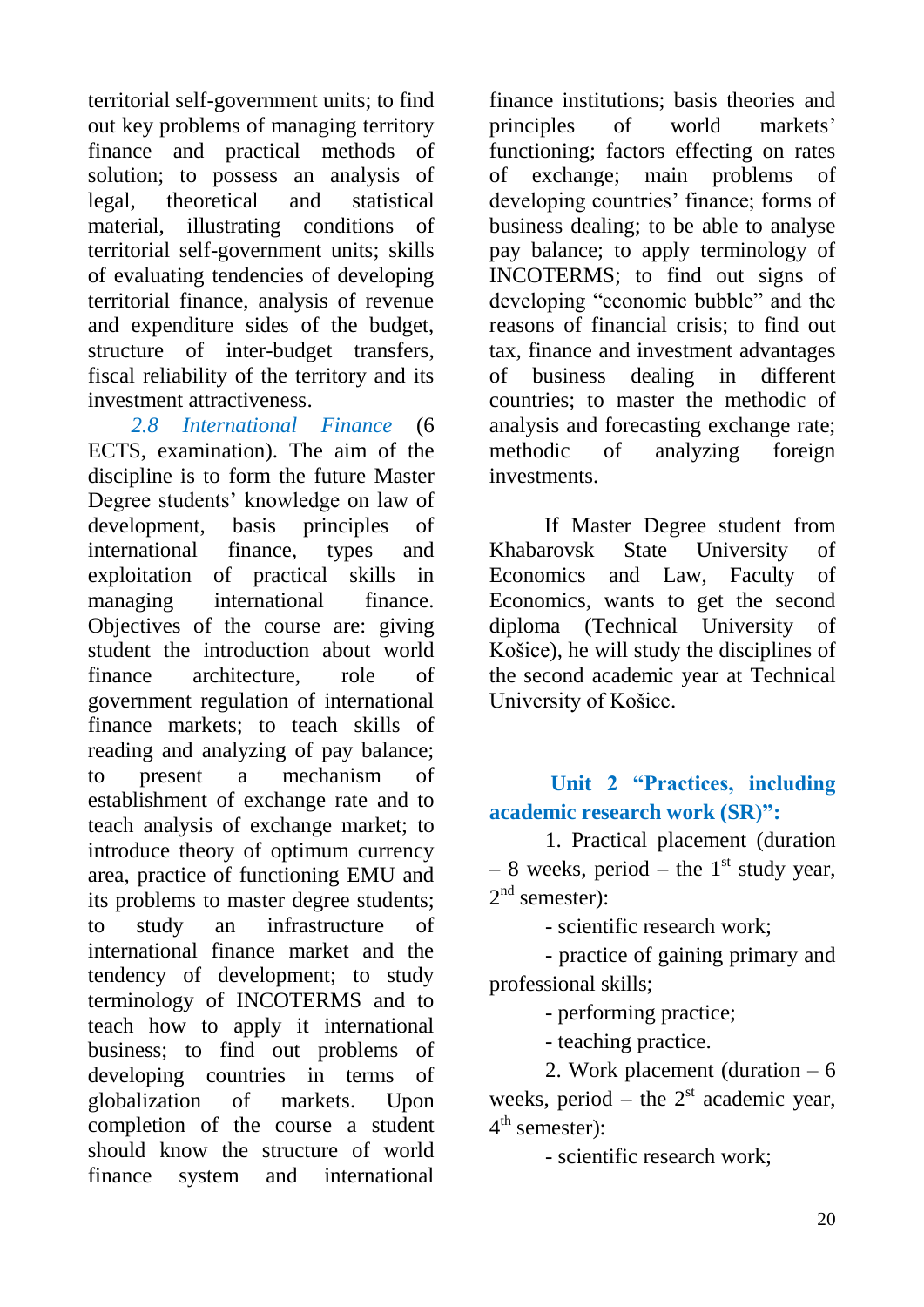territorial self-government units; to find out key problems of managing territory finance and practical methods of solution; to possess an analysis of legal, theoretical and statistical material, illustrating conditions of territorial self-government units; skills of evaluating tendencies of developing territorial finance, analysis of revenue and expenditure sides of the budget, structure of inter-budget transfers, fiscal reliability of the territory and its investment attractiveness.

*2.8 International Finance* (6 ECTS, examination). The aim of the discipline is to form the future Master Degree students' knowledge on law of development, basis principles of international finance, types and exploitation of practical skills in managing international finance. Objectives of the course are: giving student the introduction about world finance architecture, role of government regulation of international finance markets; to teach skills of reading and analyzing of pay balance; to present a mechanism of establishment of exchange rate and to teach analysis of exchange market; to introduce theory of optimum currency area, practice of functioning EMU and its problems to master degree students; to study an infrastructure of international finance market and the tendency of development; to study terminology of INCOTERMS and to teach how to apply it international business; to find out problems of developing countries in terms of globalization of markets. Upon completion of the course a student should know the structure of world finance system and international finance institutions; basis theories and principles of world markets' functioning; factors effecting on rates of exchange; main problems of developing countries' finance; forms of business dealing; to be able to analyse pay balance; to apply terminology of INCOTERMS; to find out signs of developing "economic bubble" and the reasons of financial crisis; to find out tax, finance and investment advantages of business dealing in different countries; to master the methodic of analysis and forecasting exchange rate; methodic of analyzing foreign investments.

If Master Degree student from Khabarovsk State University of Economics and Law, Faculty of Economics, wants to get the second diploma (Technical University of Košice), he will study the disciplines of the second academic year at Technical University of Košice.

## Unit 2 "Practices, including academic research work (SR)":

1. Practical placement (duration – 8 weeks, period – the 1st study year, 2nd semester):

- scientific research work;
- practice of gaining primary and professional skills;
- performing practice;
- teaching practice.

2. Work placement (duration – 6 weeks, period – the 2st academic year, 4th semester):

- scientific research work;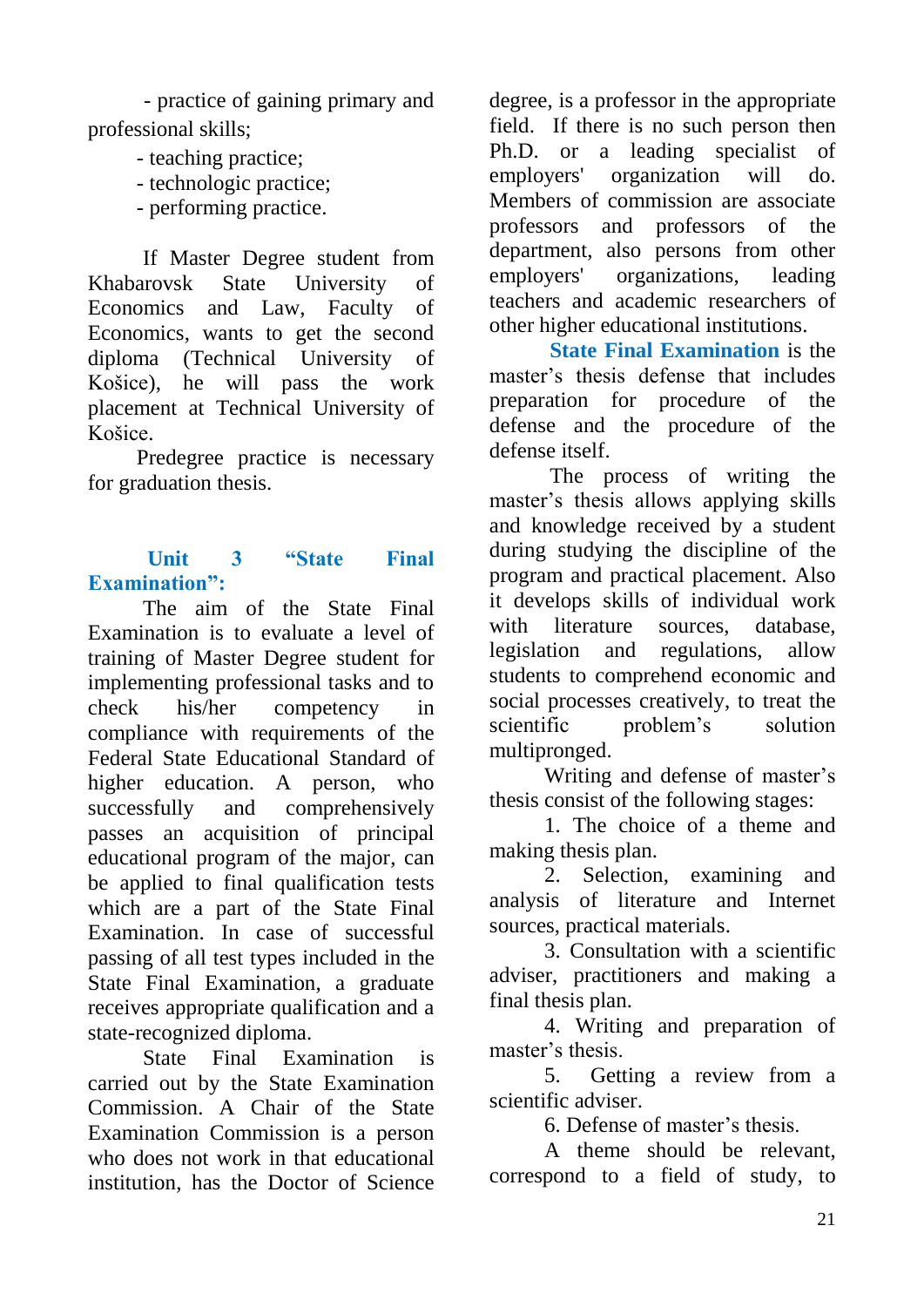- practice of gaining primary and professional skills;
- teaching practice;
- technologic practice;
- performing practice.

If Master Degree student from Khabarovsk State University of Economics and Law, Faculty of Economics, wants to get the second diploma (Technical University of Košice), he will pass the work placement at Technical University of Košice.

Predegree practice is necessary for graduation thesis.

### Unit 3 "State Final Examination":

The aim of the State Final Examination is to evaluate a level of training of Master Degree student for implementing professional tasks and to check his/her competency in compliance with requirements of the Federal State Educational Standard of higher education. A person, who successfully and comprehensively passes an acquisition of principal educational program of the major, can be applied to final qualification tests which are a part of the State Final Examination. In case of successful passing of all test types included in the State Final Examination, a graduate receives appropriate qualification and a state-recognized diploma.

State Final Examination is carried out by the State Examination Commission. A Chair of the State Examination Commission is a person who does not work in that educational institution, has the Doctor of Science degree, is a professor in the appropriate field. If there is no such person then Ph.D. or a leading specialist of employers' organization will do. Members of commission are associate professors and professors of the department, also persons from other employers' organizations, leading teachers and academic researchers of other higher educational institutions.

**State Final Examination** is the master's thesis defense that includes preparation for procedure of the defense and the procedure of the defense itself.

The process of writing the master's thesis allows applying skills and knowledge received by a student during studying the discipline of the program and practical placement. Also it develops skills of individual work with literature sources, database, legislation and regulations, allow students to comprehend economic and social processes creatively, to treat the scientific problem's solution multipronged.

Writing and defense of master's thesis consist of the following stages:

1. The choice of a theme and making thesis plan.
2. Selection, examining and analysis of literature and Internet sources, practical materials.
3. Consultation with a scientific adviser, practitioners and making a final thesis plan.
4. Writing and preparation of master's thesis.
5. Getting a review from a scientific adviser.
6. Defense of master's thesis.

A theme should be relevant, correspond to a field of study, to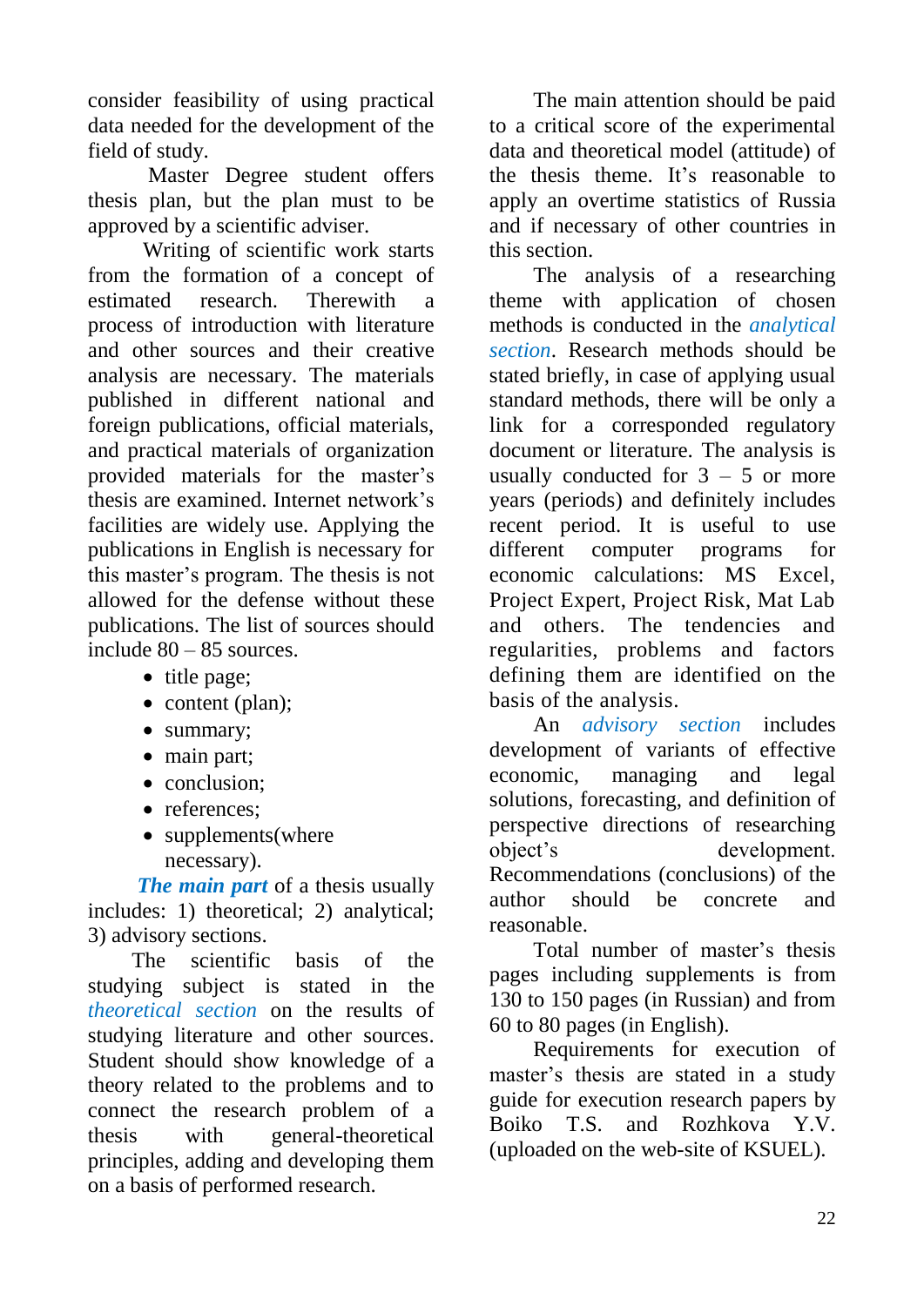consider feasibility of using practical data needed for the development of the field of study.

Master Degree student offers thesis plan, but the plan must to be approved by a scientific adviser.

Writing of scientific work starts from the formation of a concept of estimated research. Therewith a process of introduction with literature and other sources and their creative analysis are necessary. The materials published in different national and foreign publications, official materials, and practical materials of organization provided materials for the master's thesis are examined. Internet network's facilities are widely use. Applying the publications in English is necessary for this master's program. The thesis is not allowed for the defense without these publications. The list of sources should include 80 – 85 sources.

- title page;
- content (plan);
- summary;
- main part;
- conclusion;
- references;
- supplements(where necessary).

***The main part*** of a thesis usually includes: 1) theoretical; 2) analytical; 3) advisory sections.

The scientific basis of the studying subject is stated in the *theoretical section* on the results of studying literature and other sources. Student should show knowledge of a theory related to the problems and to connect the research problem of a thesis with general-theoretical principles, adding and developing them on a basis of performed research.

The main attention should be paid to a critical score of the experimental data and theoretical model (attitude) of the thesis theme. It's reasonable to apply an overtime statistics of Russia and if necessary of other countries in this section.

The analysis of a researching theme with application of chosen methods is conducted in the *analytical section*. Research methods should be stated briefly, in case of applying usual standard methods, there will be only a link for a corresponded regulatory document or literature. The analysis is usually conducted for 3 – 5 or more years (periods) and definitely includes recent period. It is useful to use different computer programs for economic calculations: MS Excel, Project Expert, Project Risk, Mat Lab and others. The tendencies and regularities, problems and factors defining them are identified on the basis of the analysis.

An *advisory section* includes development of variants of effective economic, managing and legal solutions, forecasting, and definition of perspective directions of researching object's development. Recommendations (conclusions) of the author should be concrete and reasonable.

Total number of master's thesis pages including supplements is from 130 to 150 pages (in Russian) and from 60 to 80 pages (in English).

Requirements for execution of master's thesis are stated in a study guide for execution research papers by Boiko T.S. and Rozhkova Y.V. (uploaded on the web-site of KSUEL).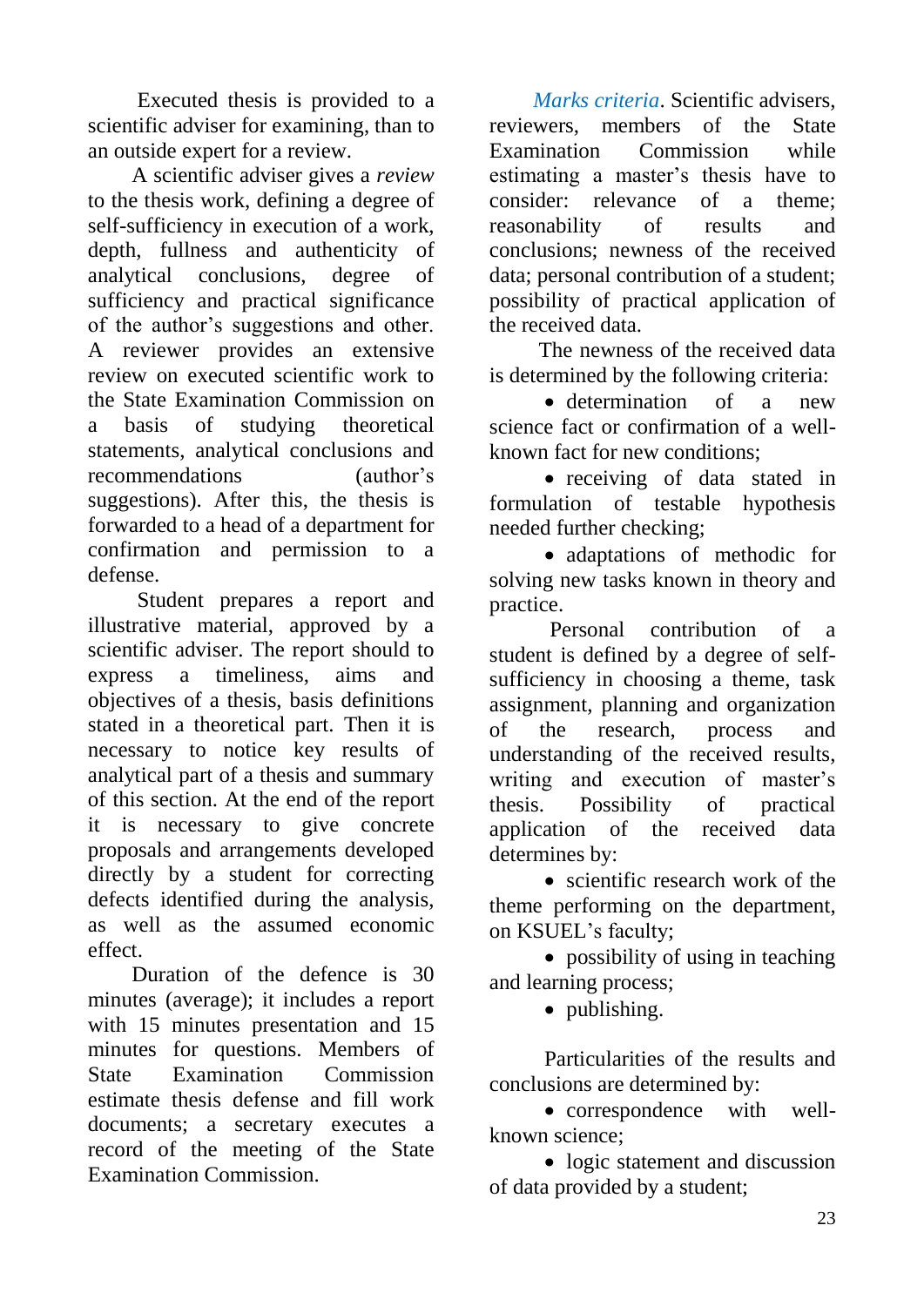Executed thesis is provided to a scientific adviser for examining, than to an outside expert for a review.

A scientific adviser gives a *review* to the thesis work, defining a degree of self-sufficiency in execution of a work, depth, fullness and authenticity of analytical conclusions, degree of sufficiency and practical significance of the author's suggestions and other. A reviewer provides an extensive review on executed scientific work to the State Examination Commission on a basis of studying theoretical statements, analytical conclusions and recommendations (author's suggestions). After this, the thesis is forwarded to a head of a department for confirmation and permission to a defense.

Student prepares a report and illustrative material, approved by a scientific adviser. The report should to express a timeliness, aims and objectives of a thesis, basis definitions stated in a theoretical part. Then it is necessary to notice key results of analytical part of a thesis and summary of this section. At the end of the report it is necessary to give concrete proposals and arrangements developed directly by a student for correcting defects identified during the analysis, as well as the assumed economic effect.

Duration of the defence is 30 minutes (average); it includes a report with 15 minutes presentation and 15 minutes for questions. Members of State Examination Commission estimate thesis defense and fill work documents; a secretary executes a record of the meeting of the State Examination Commission.

*Marks criteria*. Scientific advisers, reviewers, members of the State Examination Commission while estimating a master's thesis have to consider: relevance of a theme; reasonability of results and conclusions; newness of the received data; personal contribution of a student; possibility of practical application of the received data.

The newness of the received data is determined by the following criteria:

- determination of a new science fact or confirmation of a well-known fact for new conditions;
- receiving of data stated in formulation of testable hypothesis needed further checking;
- adaptations of methodic for solving new tasks known in theory and practice.

Personal contribution of a student is defined by a degree of self-sufficiency in choosing a theme, task assignment, planning and organization of the research, process and understanding of the received results, writing and execution of master's thesis. Possibility of practical application of the received data determines by:

- scientific research work of the theme performing on the department, on KSUEL's faculty;
- possibility of using in teaching and learning process;
- publishing.

Particularities of the results and conclusions are determined by:

- correspondence with well-known science;
- logic statement and discussion of data provided by a student;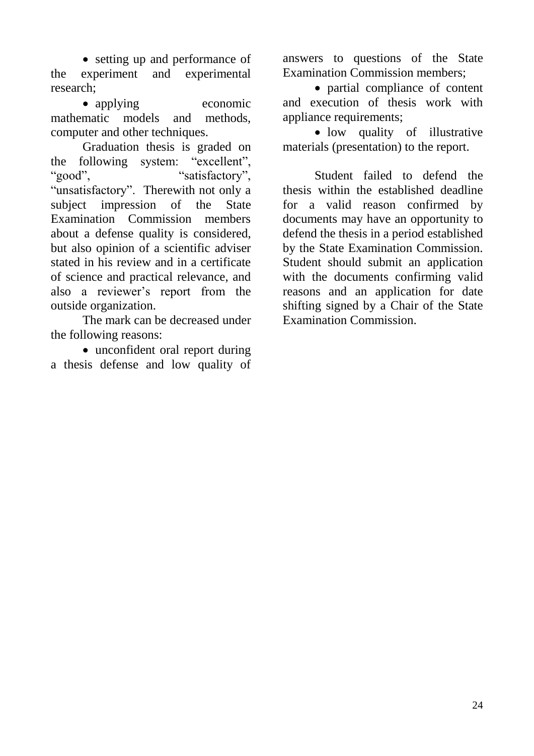- setting up and performance of the experiment and experimental research;
- applying economic mathematic models and methods, computer and other techniques.

Graduation thesis is graded on the following system: “excellent”, “good”, “satisfactory”, “unsatisfactory”. Therewith not only a subject impression of the State Examination Commission members about a defense quality is considered, but also opinion of a scientific adviser stated in his review and in a certificate of science and practical relevance, and also a reviewer’s report from the outside organization.

The mark can be decreased under the following reasons:

- unconfident oral report during a thesis defense and low quality of answers to questions of the State Examination Commission members;
- partial compliance of content and execution of thesis work with appliance requirements;
- low quality of illustrative materials (presentation) to the report.

Student failed to defend the thesis within the established deadline for a valid reason confirmed by documents may have an opportunity to defend the thesis in a period established by the State Examination Commission. Student should submit an application with the documents confirming valid reasons and an application for date shifting signed by a Chair of the State Examination Commission.